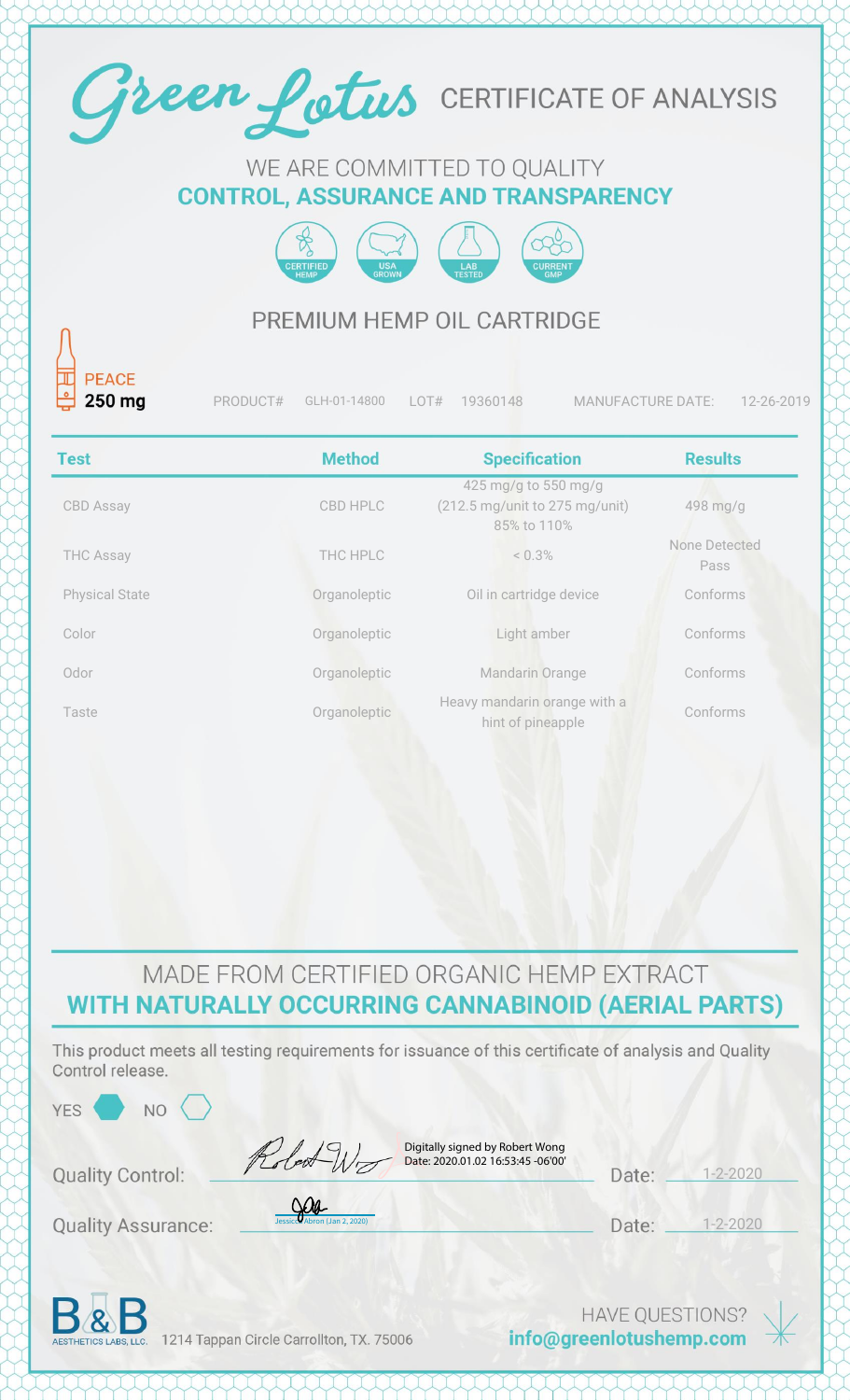# Green Lotus CERTIFICATE OF ANALYSIS

WE ARE COMMITTED TO QUALITY

**CONTROL, ASSURANCE AND TRANSPARENCY**

CERTIFIED HEMP · USA GROWN · LAB TESTED · CURRENT GMP

## PREMIUM HEMP OIL CARTRIDGE

PEACE
**250 mg**

PRODUCT# GLH-01-14800 LOT# 19360148 MANUFACTURE DATE: 12-26-2019

| Test | Method | Specification | Results |
|---|---|---|---|
| CBD Assay | CBD HPLC | 425 mg/g to 550 mg/g (212.5 mg/unit to 275 mg/unit) 85% to 110% | 498 mg/g |
| THC Assay | THC HPLC | < 0.3% | None Detected Pass |
| Physical State | Organoleptic | Oil in cartridge device | Conforms |
| Color | Organoleptic | Light amber | Conforms |
| Odor | Organoleptic | Mandarin Orange | Conforms |
| Taste | Organoleptic | Heavy mandarin orange with a hint of pineapple | Conforms |

MADE FROM CERTIFIED ORGANIC HEMP EXTRACT

**WITH NATURALLY OCCURRING CANNABINOID (AERIAL PARTS)**

This product meets all testing requirements for issuance of this certificate of analysis and Quality Control release.

YES ⬢ NO ⬡

Quality Control: Digitally signed by Robert Wong Date: 2020.01.02 16:53:45 -06'00' Date: 1-2-2020

Quality Assurance: Jessica Abron (Jan 2, 2020) Date: 1-2-2020

B&B AESTHETICS LABS, LLC. 1214 Tappan Circle Carrollton, TX. 75006

HAVE QUESTIONS? **info@greenlotushemp.com**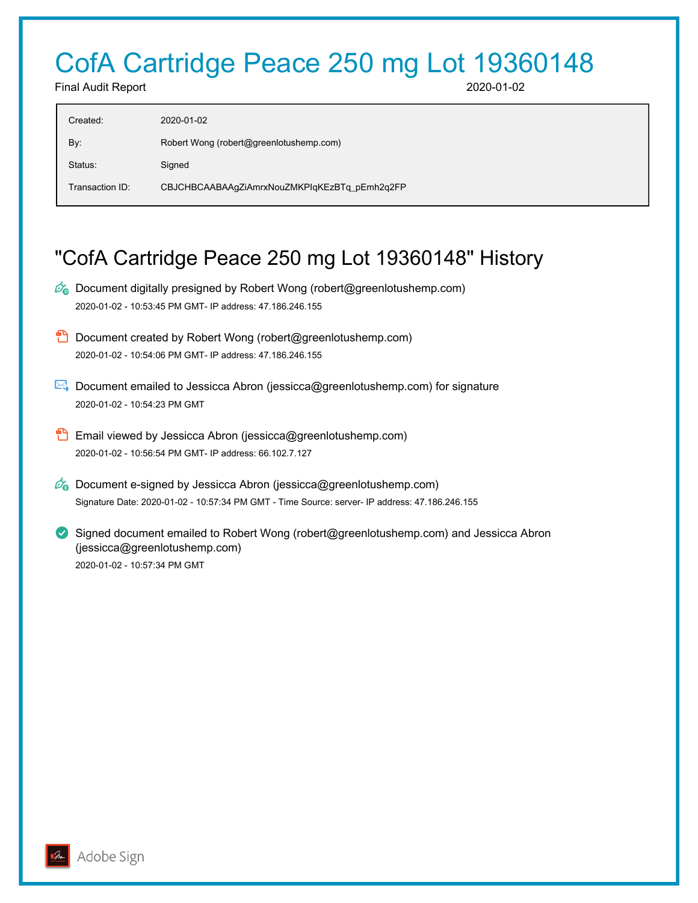# CofA Cartridge Peace 250 mg Lot 19360148

Final Audit Report 2020-01-02

| | |
|---|---|
| Created: | 2020-01-02 |
| By: | Robert Wong (robert@greenlotushemp.com) |
| Status: | Signed |
| Transaction ID: | CBJCHBCAABAAgZiAmrxNouZMKPIqKEzBTq_pEmh2q2FP |

## "CofA Cartridge Peace 250 mg Lot 19360148" History

- Document digitally presigned by Robert Wong (robert@greenlotushemp.com)
  2020-01-02 - 10:53:45 PM GMT- IP address: 47.186.246.155

- Document created by Robert Wong (robert@greenlotushemp.com)
  2020-01-02 - 10:54:06 PM GMT- IP address: 47.186.246.155

- Document emailed to Jessicca Abron (jessicca@greenlotushemp.com) for signature
  2020-01-02 - 10:54:23 PM GMT

- Email viewed by Jessicca Abron (jessicca@greenlotushemp.com)
  2020-01-02 - 10:56:54 PM GMT- IP address: 66.102.7.127

- Document e-signed by Jessicca Abron (jessicca@greenlotushemp.com)
  Signature Date: 2020-01-02 - 10:57:34 PM GMT - Time Source: server- IP address: 47.186.246.155

- Signed document emailed to Robert Wong (robert@greenlotushemp.com) and Jessicca Abron (jessicca@greenlotushemp.com)
  2020-01-02 - 10:57:34 PM GMT

Adobe Sign